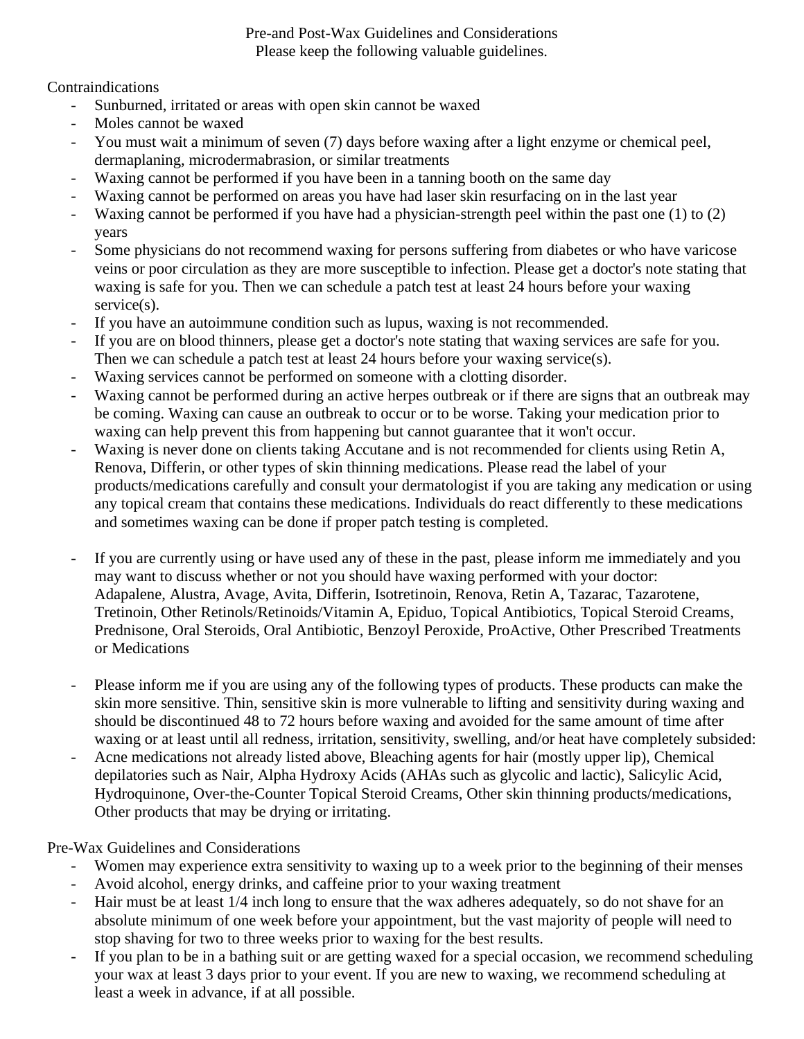# Pre-and Post-Wax Guidelines and Considerations

Please keep the following valuable guidelines.

## Contraindications

- Sunburned, irritated or areas with open skin cannot be waxed
- Moles cannot be waxed
- You must wait a minimum of seven (7) days before waxing after a light enzyme or chemical peel, dermaplaning, microdermabrasion, or similar treatments
- Waxing cannot be performed if you have been in a tanning booth on the same day
- Waxing cannot be performed on areas you have had laser skin resurfacing on in the last year
- Waxing cannot be performed if you have had a physician-strength peel within the past one (1) to (2) years
- Some physicians do not recommend waxing for persons suffering from diabetes or who have varicose veins or poor circulation as they are more susceptible to infection. Please get a doctor's note stating that waxing is safe for you. Then we can schedule a patch test at least 24 hours before your waxing service(s).
- If you have an autoimmune condition such as lupus, waxing is not recommended.
- If you are on blood thinners, please get a doctor's note stating that waxing services are safe for you. Then we can schedule a patch test at least 24 hours before your waxing service(s).
- Waxing services cannot be performed on someone with a clotting disorder.
- Waxing cannot be performed during an active herpes outbreak or if there are signs that an outbreak may be coming. Waxing can cause an outbreak to occur or to be worse. Taking your medication prior to waxing can help prevent this from happening but cannot guarantee that it won't occur.
- Waxing is never done on clients taking Accutane and is not recommended for clients using Retin A, Renova, Differin, or other types of skin thinning medications. Please read the label of your products/medications carefully and consult your dermatologist if you are taking any medication or using any topical cream that contains these medications. Individuals do react differently to these medications and sometimes waxing can be done if proper patch testing is completed.

- If you are currently using or have used any of these in the past, please inform me immediately and you may want to discuss whether or not you should have waxing performed with your doctor: Adapalene, Alustra, Avage, Avita, Differin, Isotretinoin, Renova, Retin A, Tazarac, Tazarotene, Tretinoin, Other Retinols/Retinoids/Vitamin A, Epiduo, Topical Antibiotics, Topical Steroid Creams, Prednisone, Oral Steroids, Oral Antibiotic, Benzoyl Peroxide, ProActive, Other Prescribed Treatments or Medications

- Please inform me if you are using any of the following types of products. These products can make the skin more sensitive. Thin, sensitive skin is more vulnerable to lifting and sensitivity during waxing and should be discontinued 48 to 72 hours before waxing and avoided for the same amount of time after waxing or at least until all redness, irritation, sensitivity, swelling, and/or heat have completely subsided:
- Acne medications not already listed above, Bleaching agents for hair (mostly upper lip), Chemical depilatories such as Nair, Alpha Hydroxy Acids (AHAs such as glycolic and lactic), Salicylic Acid, Hydroquinone, Over-the-Counter Topical Steroid Creams, Other skin thinning products/medications, Other products that may be drying or irritating.

## Pre-Wax Guidelines and Considerations

- Women may experience extra sensitivity to waxing up to a week prior to the beginning of their menses
- Avoid alcohol, energy drinks, and caffeine prior to your waxing treatment
- Hair must be at least 1/4 inch long to ensure that the wax adheres adequately, so do not shave for an absolute minimum of one week before your appointment, but the vast majority of people will need to stop shaving for two to three weeks prior to waxing for the best results.
- If you plan to be in a bathing suit or are getting waxed for a special occasion, we recommend scheduling your wax at least 3 days prior to your event. If you are new to waxing, we recommend scheduling at least a week in advance, if at all possible.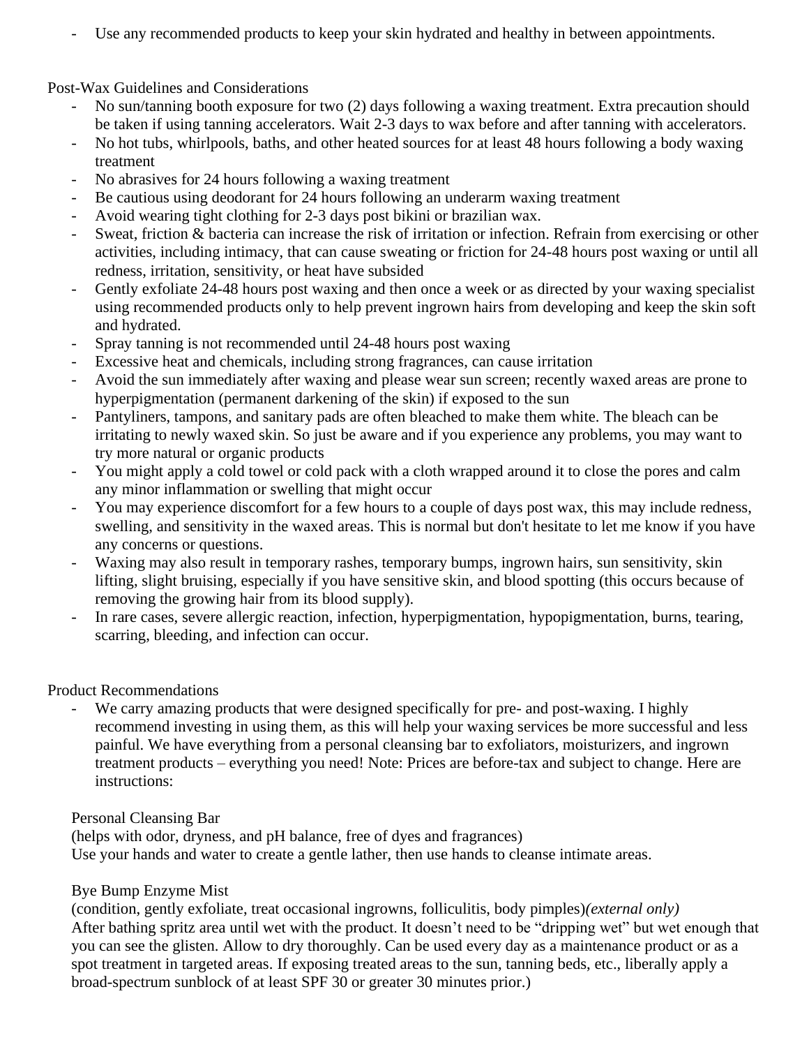- Use any recommended products to keep your skin hydrated and healthy in between appointments.

Post-Wax Guidelines and Considerations

- No sun/tanning booth exposure for two (2) days following a waxing treatment. Extra precaution should be taken if using tanning accelerators. Wait 2-3 days to wax before and after tanning with accelerators.
- No hot tubs, whirlpools, baths, and other heated sources for at least 48 hours following a body waxing treatment
- No abrasives for 24 hours following a waxing treatment
- Be cautious using deodorant for 24 hours following an underarm waxing treatment
- Avoid wearing tight clothing for 2-3 days post bikini or brazilian wax.
- Sweat, friction & bacteria can increase the risk of irritation or infection. Refrain from exercising or other activities, including intimacy, that can cause sweating or friction for 24-48 hours post waxing or until all redness, irritation, sensitivity, or heat have subsided
- Gently exfoliate 24-48 hours post waxing and then once a week or as directed by your waxing specialist using recommended products only to help prevent ingrown hairs from developing and keep the skin soft and hydrated.
- Spray tanning is not recommended until 24-48 hours post waxing
- Excessive heat and chemicals, including strong fragrances, can cause irritation
- Avoid the sun immediately after waxing and please wear sun screen; recently waxed areas are prone to hyperpigmentation (permanent darkening of the skin) if exposed to the sun
- Pantyliners, tampons, and sanitary pads are often bleached to make them white. The bleach can be irritating to newly waxed skin. So just be aware and if you experience any problems, you may want to try more natural or organic products
- You might apply a cold towel or cold pack with a cloth wrapped around it to close the pores and calm any minor inflammation or swelling that might occur
- You may experience discomfort for a few hours to a couple of days post wax, this may include redness, swelling, and sensitivity in the waxed areas. This is normal but don't hesitate to let me know if you have any concerns or questions.
- Waxing may also result in temporary rashes, temporary bumps, ingrown hairs, sun sensitivity, skin lifting, slight bruising, especially if you have sensitive skin, and blood spotting (this occurs because of removing the growing hair from its blood supply).
- In rare cases, severe allergic reaction, infection, hyperpigmentation, hypopigmentation, burns, tearing, scarring, bleeding, and infection can occur.

Product Recommendations

- We carry amazing products that were designed specifically for pre- and post-waxing. I highly recommend investing in using them, as this will help your waxing services be more successful and less painful. We have everything from a personal cleansing bar to exfoliators, moisturizers, and ingrown treatment products – everything you need! Note: Prices are before-tax and subject to change. Here are instructions:

  Personal Cleansing Bar
  (helps with odor, dryness, and pH balance, free of dyes and fragrances)
  Use your hands and water to create a gentle lather, then use hands to cleanse intimate areas.

  Bye Bump Enzyme Mist
  (condition, gently exfoliate, treat occasional ingrowns, folliculitis, body pimples)*(external only)*
  After bathing spritz area until wet with the product. It doesn't need to be "dripping wet" but wet enough that you can see the glisten. Allow to dry thoroughly. Can be used every day as a maintenance product or as a spot treatment in targeted areas. If exposing treated areas to the sun, tanning beds, etc., liberally apply a broad-spectrum sunblock of at least SPF 30 or greater 30 minutes prior.)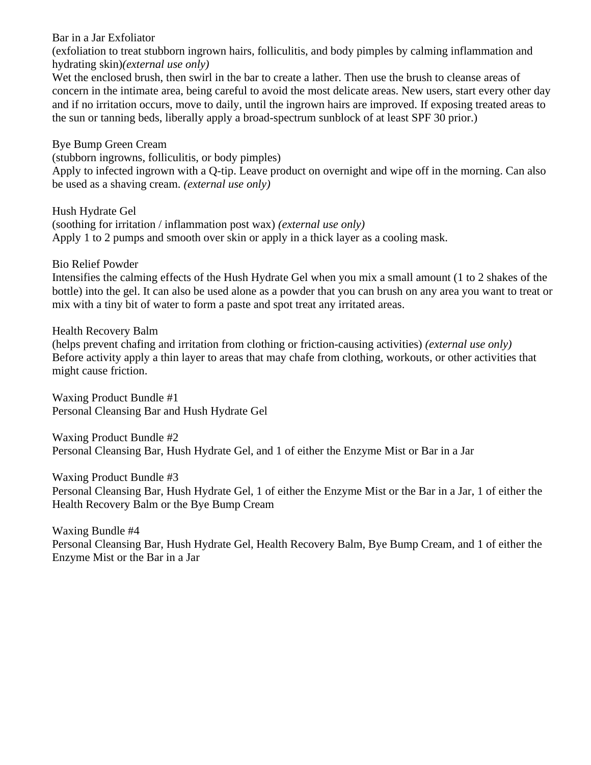Bar in a Jar Exfoliator
(exfoliation to treat stubborn ingrown hairs, folliculitis, and body pimples by calming inflammation and hydrating skin)*(external use only)*
Wet the enclosed brush, then swirl in the bar to create a lather. Then use the brush to cleanse areas of concern in the intimate area, being careful to avoid the most delicate areas. New users, start every other day and if no irritation occurs, move to daily, until the ingrown hairs are improved. If exposing treated areas to the sun or tanning beds, liberally apply a broad-spectrum sunblock of at least SPF 30 prior.)

Bye Bump Green Cream
(stubborn ingrowns, folliculitis, or body pimples)
Apply to infected ingrown with a Q-tip. Leave product on overnight and wipe off in the morning. Can also be used as a shaving cream. *(external use only)*

Hush Hydrate Gel
(soothing for irritation / inflammation post wax) *(external use only)*
Apply 1 to 2 pumps and smooth over skin or apply in a thick layer as a cooling mask.

Bio Relief Powder
Intensifies the calming effects of the Hush Hydrate Gel when you mix a small amount (1 to 2 shakes of the bottle) into the gel. It can also be used alone as a powder that you can brush on any area you want to treat or mix with a tiny bit of water to form a paste and spot treat any irritated areas.

Health Recovery Balm
(helps prevent chafing and irritation from clothing or friction-causing activities) *(external use only)*
Before activity apply a thin layer to areas that may chafe from clothing, workouts, or other activities that might cause friction.

Waxing Product Bundle #1
Personal Cleansing Bar and Hush Hydrate Gel

Waxing Product Bundle #2
Personal Cleansing Bar, Hush Hydrate Gel, and 1 of either the Enzyme Mist or Bar in a Jar

Waxing Product Bundle #3
Personal Cleansing Bar, Hush Hydrate Gel, 1 of either the Enzyme Mist or the Bar in a Jar, 1 of either the Health Recovery Balm or the Bye Bump Cream

Waxing Bundle #4
Personal Cleansing Bar, Hush Hydrate Gel, Health Recovery Balm, Bye Bump Cream, and 1 of either the Enzyme Mist or the Bar in a Jar